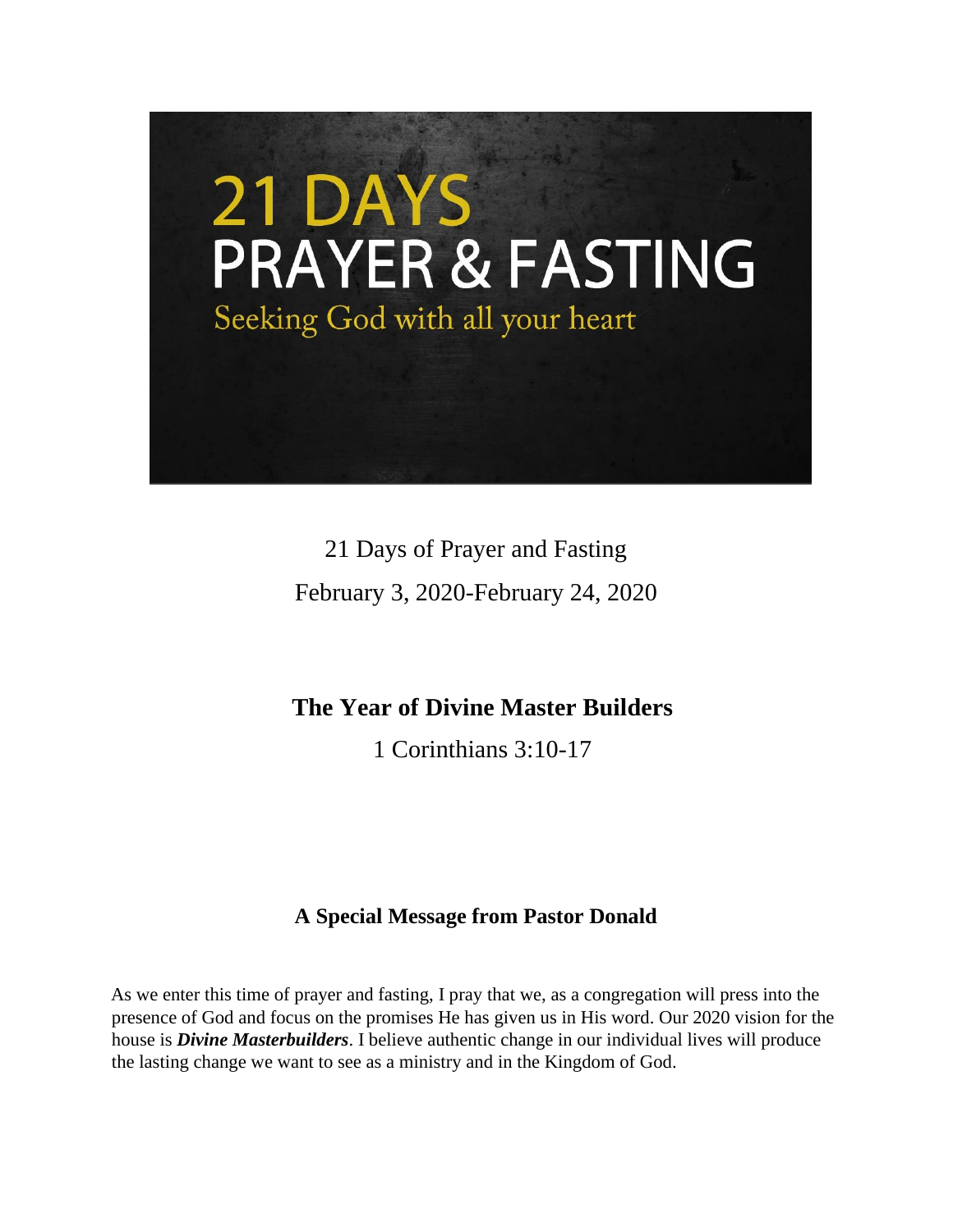# 21 DAYS PRAYER & FASTING

Seeking God with all your heart

21 Days of Prayer and Fasting

February 3, 2020-February 24, 2020

## The Year of Divine Master Builders

1 Corinthians 3:10-17

### A Special Message from Pastor Donald

As we enter this time of prayer and fasting, I pray that we, as a congregation will press into the presence of God and focus on the promises He has given us in His word. Our 2020 vision for the house is ***Divine Masterbuilders***. I believe authentic change in our individual lives will produce the lasting change we want to see as a ministry and in the Kingdom of God.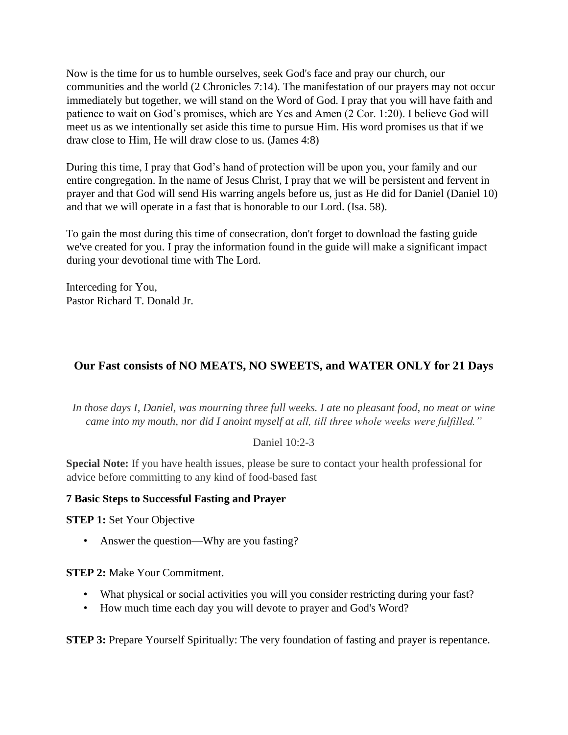Now is the time for us to humble ourselves, seek God's face and pray our church, our communities and the world (2 Chronicles 7:14). The manifestation of our prayers may not occur immediately but together, we will stand on the Word of God. I pray that you will have faith and patience to wait on God's promises, which are Yes and Amen (2 Cor. 1:20). I believe God will meet us as we intentionally set aside this time to pursue Him. His word promises us that if we draw close to Him, He will draw close to us. (James 4:8)

During this time, I pray that God's hand of protection will be upon you, your family and our entire congregation. In the name of Jesus Christ, I pray that we will be persistent and fervent in prayer and that God will send His warring angels before us, just as He did for Daniel (Daniel 10) and that we will operate in a fast that is honorable to our Lord. (Isa. 58).

To gain the most during this time of consecration, don't forget to download the fasting guide we've created for you. I pray the information found in the guide will make a significant impact during your devotional time with The Lord.

Interceding for You,
Pastor Richard T. Donald Jr.

## Our Fast consists of NO MEATS, NO SWEETS, and WATER ONLY for 21 Days

*In those days I, Daniel, was mourning three full weeks. I ate no pleasant food, no meat or wine came into my mouth, nor did I anoint myself at all, till three whole weeks were fulfilled."*

Daniel 10:2-3

**Special Note:** If you have health issues, please be sure to contact your health professional for advice before committing to any kind of food-based fast

**7 Basic Steps to Successful Fasting and Prayer**

**STEP 1:** Set Your Objective

- Answer the question—Why are you fasting?

**STEP 2:** Make Your Commitment.

- What physical or social activities you will you consider restricting during your fast?
- How much time each day you will devote to prayer and God's Word?

**STEP 3:** Prepare Yourself Spiritually: The very foundation of fasting and prayer is repentance.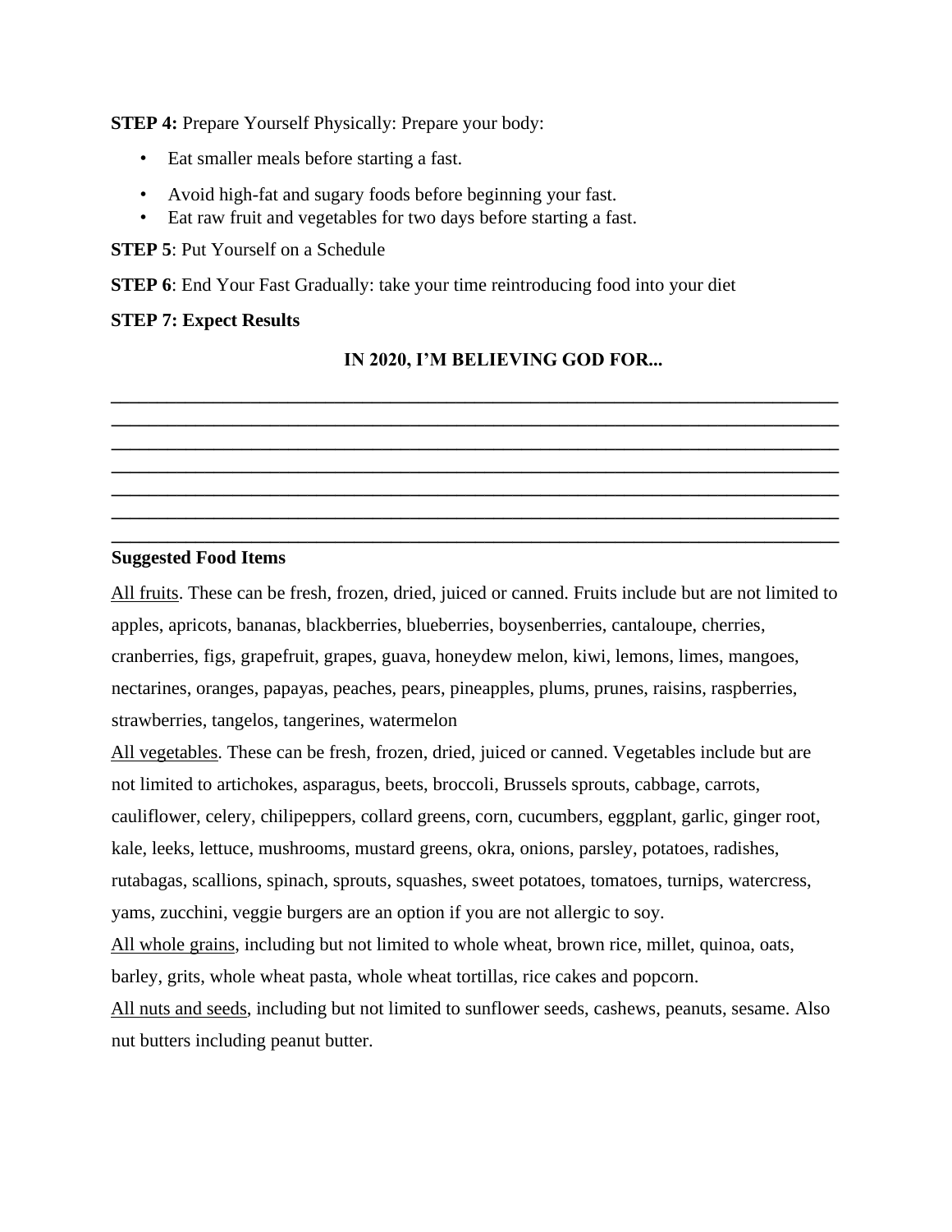**STEP 4:** Prepare Yourself Physically: Prepare your body:

- Eat smaller meals before starting a fast.
- Avoid high-fat and sugary foods before beginning your fast.
- Eat raw fruit and vegetables for two days before starting a fast.

**STEP 5**: Put Yourself on a Schedule

**STEP 6**: End Your Fast Gradually: take your time reintroducing food into your diet

**STEP 7: Expect Results**

**IN 2020, I'M BELIEVING GOD FOR...**

\_\_\_\_\_\_\_\_\_\_\_\_\_\_\_\_\_\_\_\_\_\_\_\_\_\_\_\_\_\_\_\_\_\_\_\_\_\_\_\_\_\_\_\_\_\_\_\_\_\_\_\_\_\_\_\_\_\_\_\_\_\_\_\_\_\_\_\_\_\_\_\_\_\_\_\_

\_\_\_\_\_\_\_\_\_\_\_\_\_\_\_\_\_\_\_\_\_\_\_\_\_\_\_\_\_\_\_\_\_\_\_\_\_\_\_\_\_\_\_\_\_\_\_\_\_\_\_\_\_\_\_\_\_\_\_\_\_\_\_\_\_\_\_\_\_\_\_\_\_\_\_\_

\_\_\_\_\_\_\_\_\_\_\_\_\_\_\_\_\_\_\_\_\_\_\_\_\_\_\_\_\_\_\_\_\_\_\_\_\_\_\_\_\_\_\_\_\_\_\_\_\_\_\_\_\_\_\_\_\_\_\_\_\_\_\_\_\_\_\_\_\_\_\_\_\_\_\_\_

\_\_\_\_\_\_\_\_\_\_\_\_\_\_\_\_\_\_\_\_\_\_\_\_\_\_\_\_\_\_\_\_\_\_\_\_\_\_\_\_\_\_\_\_\_\_\_\_\_\_\_\_\_\_\_\_\_\_\_\_\_\_\_\_\_\_\_\_\_\_\_\_\_\_\_\_

\_\_\_\_\_\_\_\_\_\_\_\_\_\_\_\_\_\_\_\_\_\_\_\_\_\_\_\_\_\_\_\_\_\_\_\_\_\_\_\_\_\_\_\_\_\_\_\_\_\_\_\_\_\_\_\_\_\_\_\_\_\_\_\_\_\_\_\_\_\_\_\_\_\_\_\_

\_\_\_\_\_\_\_\_\_\_\_\_\_\_\_\_\_\_\_\_\_\_\_\_\_\_\_\_\_\_\_\_\_\_\_\_\_\_\_\_\_\_\_\_\_\_\_\_\_\_\_\_\_\_\_\_\_\_\_\_\_\_\_\_\_\_\_\_\_\_\_\_\_\_\_\_

\_\_\_\_\_\_\_\_\_\_\_\_\_\_\_\_\_\_\_\_\_\_\_\_\_\_\_\_\_\_\_\_\_\_\_\_\_\_\_\_\_\_\_\_\_\_\_\_\_\_\_\_\_\_\_\_\_\_\_\_\_\_\_\_\_\_\_\_\_\_\_\_\_\_\_\_

**Suggested Food Items**

<u>All fruits</u>. These can be fresh, frozen, dried, juiced or canned. Fruits include but are not limited to apples, apricots, bananas, blackberries, blueberries, boysenberries, cantaloupe, cherries, cranberries, figs, grapefruit, grapes, guava, honeydew melon, kiwi, lemons, limes, mangoes, nectarines, oranges, papayas, peaches, pears, pineapples, plums, prunes, raisins, raspberries, strawberries, tangelos, tangerines, watermelon

<u>All vegetables</u>. These can be fresh, frozen, dried, juiced or canned. Vegetables include but are not limited to artichokes, asparagus, beets, broccoli, Brussels sprouts, cabbage, carrots, cauliflower, celery, chilipeppers, collard greens, corn, cucumbers, eggplant, garlic, ginger root, kale, leeks, lettuce, mushrooms, mustard greens, okra, onions, parsley, potatoes, radishes, rutabagas, scallions, spinach, sprouts, squashes, sweet potatoes, tomatoes, turnips, watercress, yams, zucchini, veggie burgers are an option if you are not allergic to soy.

<u>All whole grains</u>, including but not limited to whole wheat, brown rice, millet, quinoa, oats, barley, grits, whole wheat pasta, whole wheat tortillas, rice cakes and popcorn.

<u>All nuts and seeds</u>, including but not limited to sunflower seeds, cashews, peanuts, sesame. Also nut butters including peanut butter.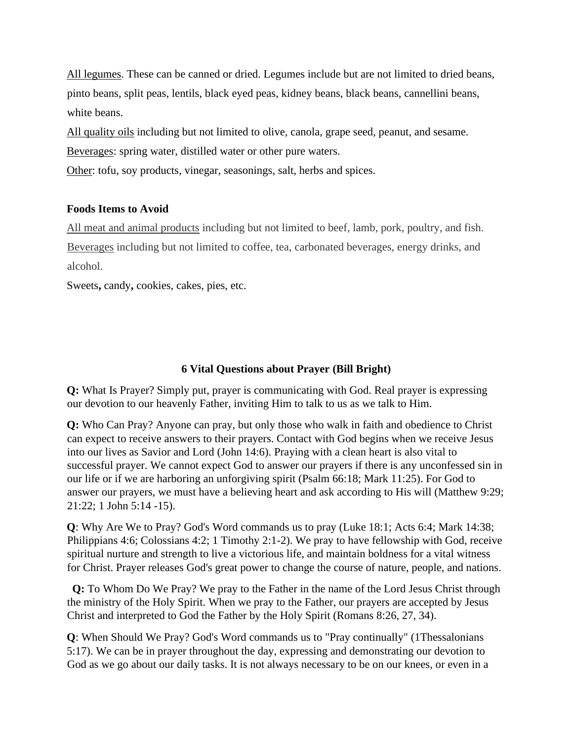<u>All legumes</u>. These can be canned or dried. Legumes include but are not limited to dried beans, pinto beans, split peas, lentils, black eyed peas, kidney beans, black beans, cannellini beans, white beans.

<u>All quality oils</u> including but not limited to olive, canola, grape seed, peanut, and sesame.

<u>Beverages</u>: spring water, distilled water or other pure waters.

<u>Other</u>: tofu, soy products, vinegar, seasonings, salt, herbs and spices.

**Foods Items to Avoid**

<u>All meat and animal products</u> including but not limited to beef, lamb, pork, poultry, and fish.

<u>Beverages</u> including but not limited to coffee, tea, carbonated beverages, energy drinks, and alcohol.

Sweets**,** candy**,** cookies, cakes, pies, etc.

## 6 Vital Questions about Prayer (Bill Bright)

**Q:** What Is Prayer? Simply put, prayer is communicating with God. Real prayer is expressing our devotion to our heavenly Father, inviting Him to talk to us as we talk to Him.

**Q:** Who Can Pray? Anyone can pray, but only those who walk in faith and obedience to Christ can expect to receive answers to their prayers. Contact with God begins when we receive Jesus into our lives as Savior and Lord (John 14:6). Praying with a clean heart is also vital to successful prayer. We cannot expect God to answer our prayers if there is any unconfessed sin in our life or if we are harboring an unforgiving spirit (Psalm 66:18; Mark 11:25). For God to answer our prayers, we must have a believing heart and ask according to His will (Matthew 9:29; 21:22; 1 John 5:14 -15).

**Q**: Why Are We to Pray? God's Word commands us to pray (Luke 18:1; Acts 6:4; Mark 14:38; Philippians 4:6; Colossians 4:2; 1 Timothy 2:1-2). We pray to have fellowship with God, receive spiritual nurture and strength to live a victorious life, and maintain boldness for a vital witness for Christ. Prayer releases God's great power to change the course of nature, people, and nations.

**Q:** To Whom Do We Pray? We pray to the Father in the name of the Lord Jesus Christ through the ministry of the Holy Spirit. When we pray to the Father, our prayers are accepted by Jesus Christ and interpreted to God the Father by the Holy Spirit (Romans 8:26, 27, 34).

**Q**: When Should We Pray? God's Word commands us to "Pray continually" (1Thessalonians 5:17). We can be in prayer throughout the day, expressing and demonstrating our devotion to God as we go about our daily tasks. It is not always necessary to be on our knees, or even in a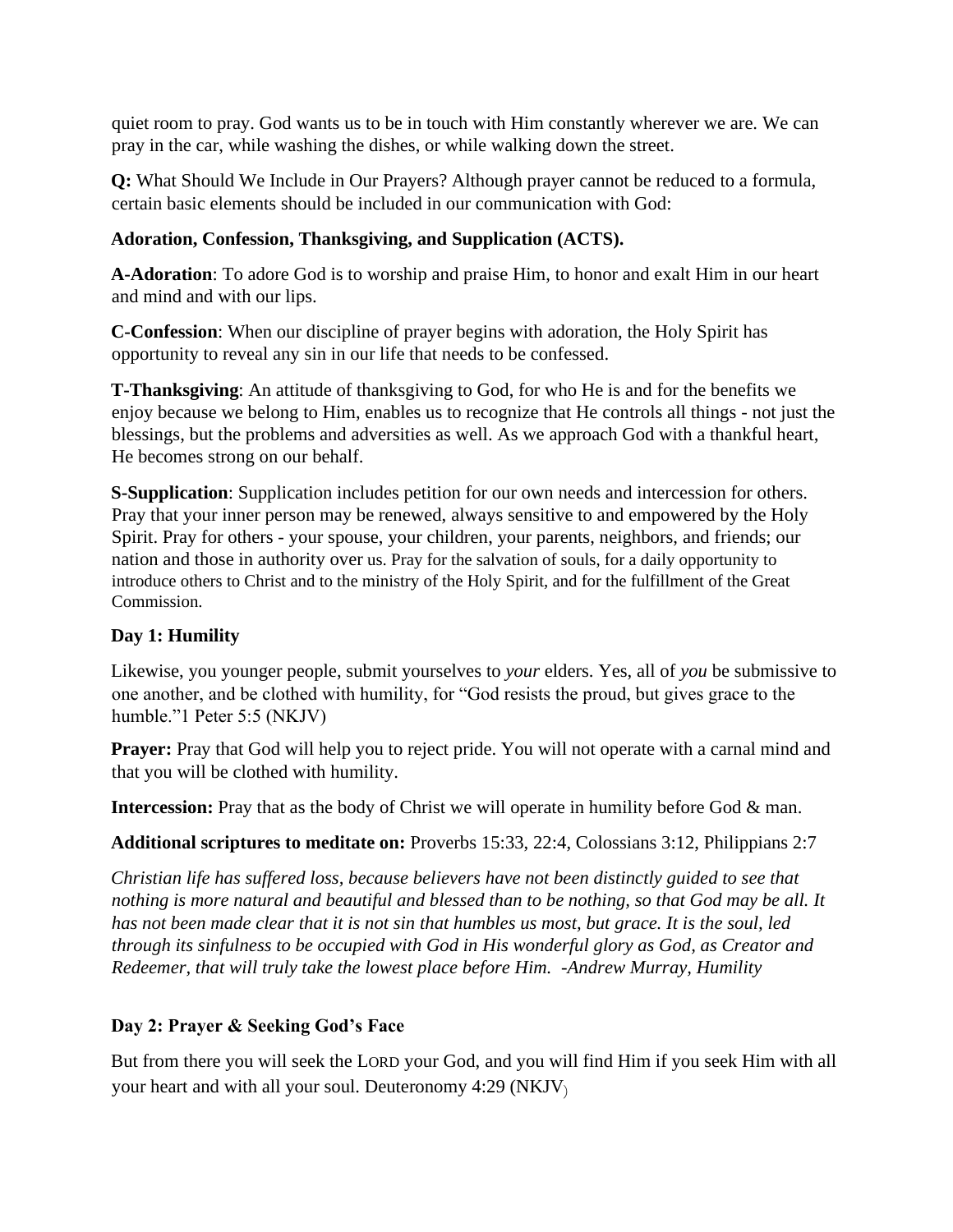quiet room to pray. God wants us to be in touch with Him constantly wherever we are. We can pray in the car, while washing the dishes, or while walking down the street.

**Q:** What Should We Include in Our Prayers? Although prayer cannot be reduced to a formula, certain basic elements should be included in our communication with God:

**Adoration, Confession, Thanksgiving, and Supplication (ACTS).**

**A-Adoration**: To adore God is to worship and praise Him, to honor and exalt Him in our heart and mind and with our lips.

**C-Confession**: When our discipline of prayer begins with adoration, the Holy Spirit has opportunity to reveal any sin in our life that needs to be confessed.

**T-Thanksgiving**: An attitude of thanksgiving to God, for who He is and for the benefits we enjoy because we belong to Him, enables us to recognize that He controls all things - not just the blessings, but the problems and adversities as well. As we approach God with a thankful heart, He becomes strong on our behalf.

**S-Supplication**: Supplication includes petition for our own needs and intercession for others. Pray that your inner person may be renewed, always sensitive to and empowered by the Holy Spirit. Pray for others - your spouse, your children, your parents, neighbors, and friends; our nation and those in authority over us. Pray for the salvation of souls, for a daily opportunity to introduce others to Christ and to the ministry of the Holy Spirit, and for the fulfillment of the Great Commission.

### Day 1: Humility

Likewise, you younger people, submit yourselves to *your* elders. Yes, all of *you* be submissive to one another, and be clothed with humility, for "God resists the proud, but gives grace to the humble."1 Peter 5:5 (NKJV)

**Prayer:** Pray that God will help you to reject pride. You will not operate with a carnal mind and that you will be clothed with humility.

**Intercession:** Pray that as the body of Christ we will operate in humility before God & man.

**Additional scriptures to meditate on:** Proverbs 15:33, 22:4, Colossians 3:12, Philippians 2:7

*Christian life has suffered loss, because believers have not been distinctly guided to see that nothing is more natural and beautiful and blessed than to be nothing, so that God may be all. It has not been made clear that it is not sin that humbles us most, but grace. It is the soul, led through its sinfulness to be occupied with God in His wonderful glory as God, as Creator and Redeemer, that will truly take the lowest place before Him. -Andrew Murray, Humility*

### Day 2: Prayer & Seeking God's Face

But from there you will seek the LORD your God, and you will find Him if you seek Him with all your heart and with all your soul. Deuteronomy 4:29 (NKJV)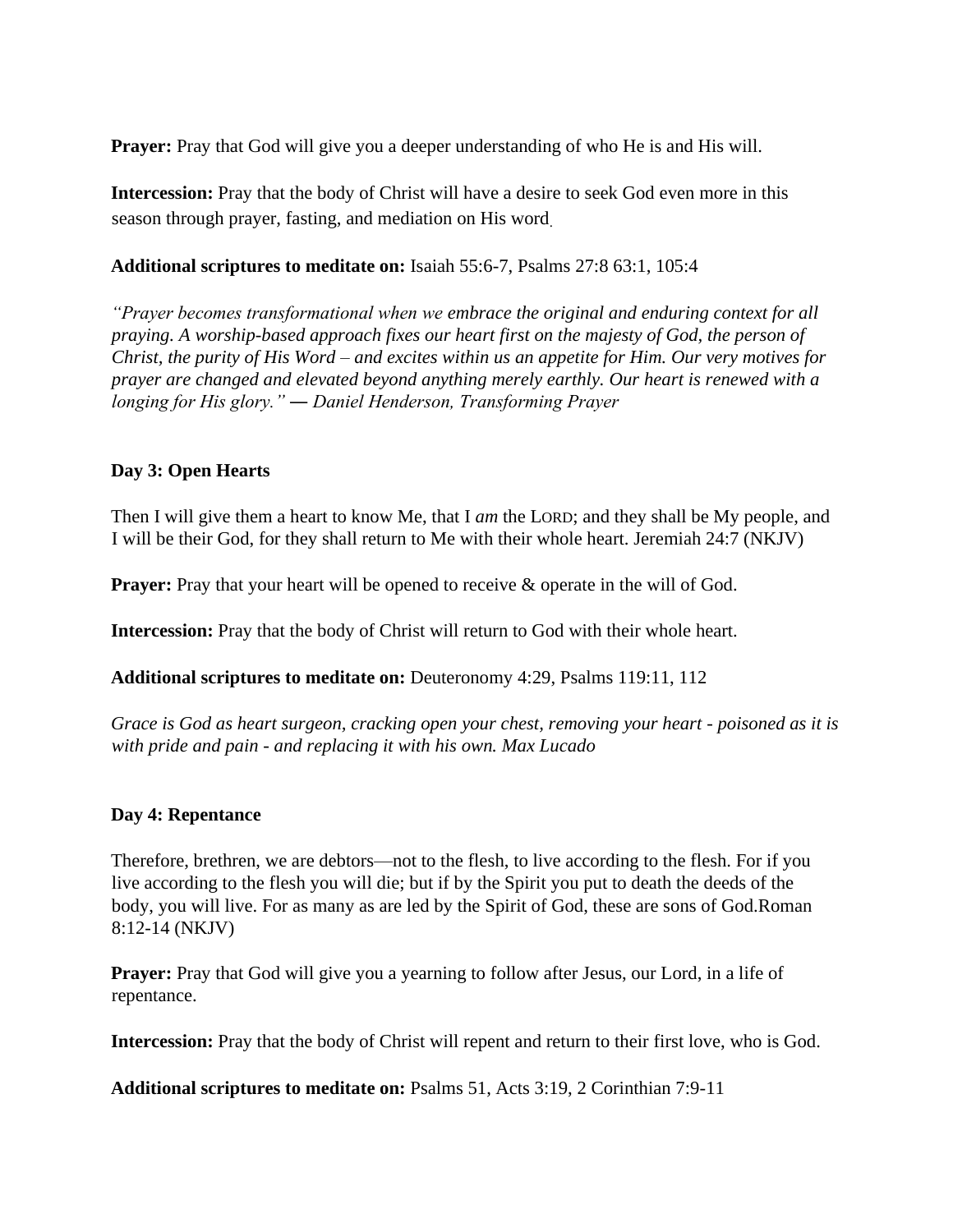**Prayer:** Pray that God will give you a deeper understanding of who He is and His will.

**Intercession:** Pray that the body of Christ will have a desire to seek God even more in this season through prayer, fasting, and mediation on His word.

**Additional scriptures to meditate on:** Isaiah 55:6-7, Psalms 27:8 63:1, 105:4

*"Prayer becomes transformational when we embrace the original and enduring context for all praying. A worship-based approach fixes our heart first on the majesty of God, the person of Christ, the purity of His Word – and excites within us an appetite for Him. Our very motives for prayer are changed and elevated beyond anything merely earthly. Our heart is renewed with a longing for His glory." ― Daniel Henderson, Transforming Prayer*

**Day 3: Open Hearts**

Then I will give them a heart to know Me, that I *am* the LORD; and they shall be My people, and I will be their God, for they shall return to Me with their whole heart. Jeremiah 24:7 (NKJV)

**Prayer:** Pray that your heart will be opened to receive & operate in the will of God.

**Intercession:** Pray that the body of Christ will return to God with their whole heart.

**Additional scriptures to meditate on:** Deuteronomy 4:29, Psalms 119:11, 112

*Grace is God as heart surgeon, cracking open your chest, removing your heart - poisoned as it is with pride and pain - and replacing it with his own. Max Lucado*

**Day 4: Repentance**

Therefore, brethren, we are debtors—not to the flesh, to live according to the flesh. For if you live according to the flesh you will die; but if by the Spirit you put to death the deeds of the body, you will live. For as many as are led by the Spirit of God, these are sons of God.Roman 8:12-14 (NKJV)

**Prayer:** Pray that God will give you a yearning to follow after Jesus, our Lord, in a life of repentance.

**Intercession:** Pray that the body of Christ will repent and return to their first love, who is God.

**Additional scriptures to meditate on:** Psalms 51, Acts 3:19, 2 Corinthian 7:9-11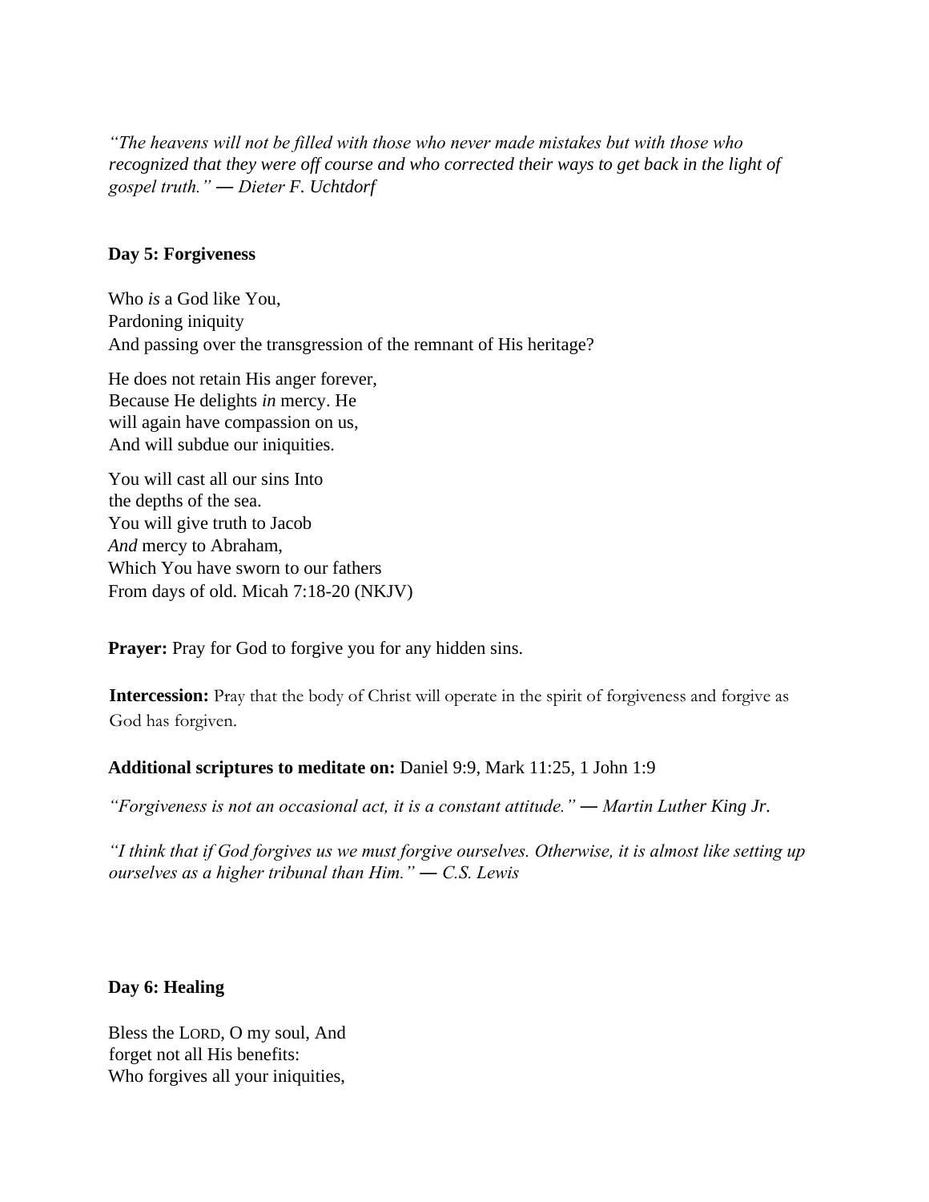*"The heavens will not be filled with those who never made mistakes but with those who recognized that they were off course and who corrected their ways to get back in the light of gospel truth." — Dieter F. Uchtdorf*

**Day 5: Forgiveness**

Who *is* a God like You,
Pardoning iniquity
And passing over the transgression of the remnant of His heritage?

He does not retain His anger forever,
Because He delights *in* mercy. He
will again have compassion on us,
And will subdue our iniquities.

You will cast all our sins Into
the depths of the sea.
You will give truth to Jacob
*And* mercy to Abraham,
Which You have sworn to our fathers
From days of old. Micah 7:18-20 (NKJV)

**Prayer:** Pray for God to forgive you for any hidden sins.

**Intercession:** Pray that the body of Christ will operate in the spirit of forgiveness and forgive as God has forgiven.

**Additional scriptures to meditate on:** Daniel 9:9, Mark 11:25, 1 John 1:9

*"Forgiveness is not an occasional act, it is a constant attitude." — Martin Luther King Jr.*

*"I think that if God forgives us we must forgive ourselves. Otherwise, it is almost like setting up ourselves as a higher tribunal than Him." — C.S. Lewis*

**Day 6: Healing**

Bless the LORD, O my soul, And
forget not all His benefits:
Who forgives all your iniquities,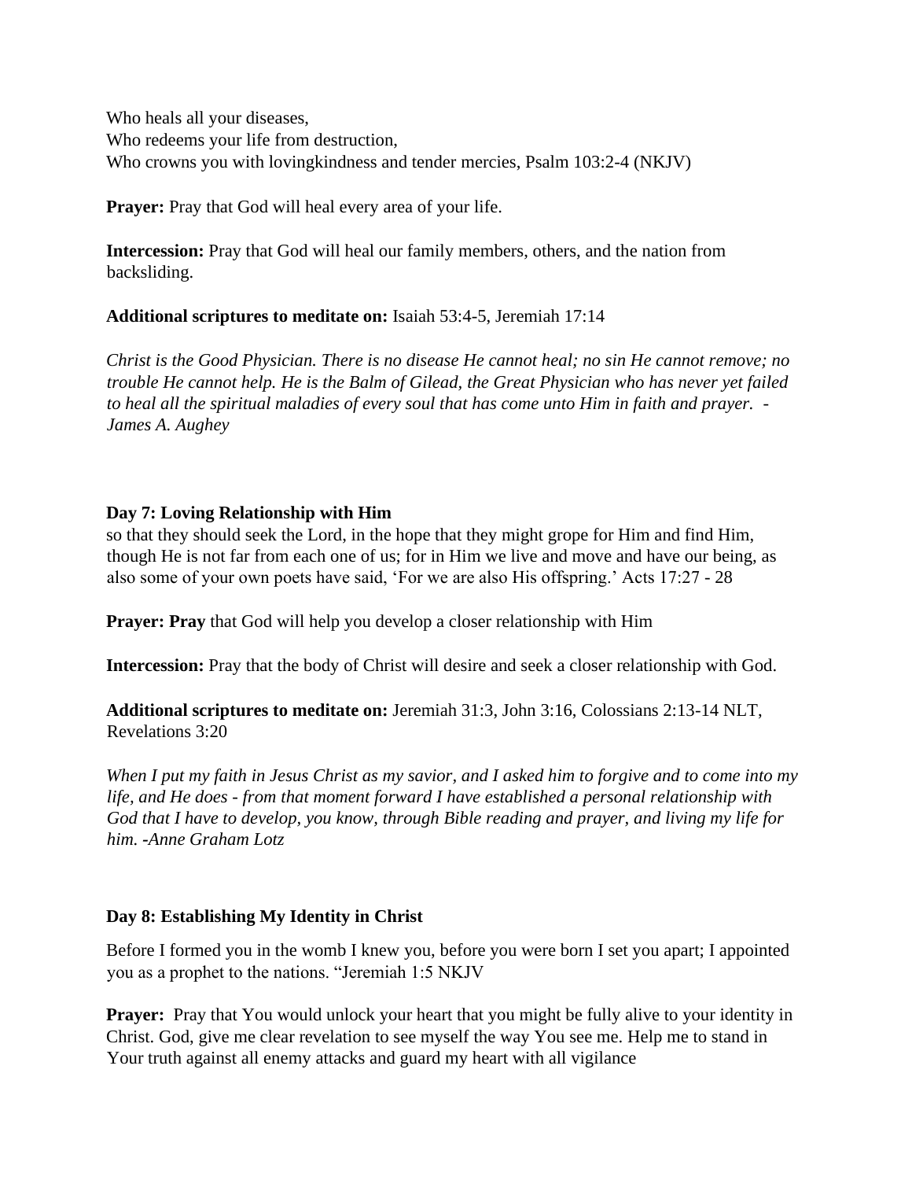Who heals all your diseases,
Who redeems your life from destruction,
Who crowns you with lovingkindness and tender mercies, Psalm 103:2-4 (NKJV)

**Prayer:** Pray that God will heal every area of your life.

**Intercession:** Pray that God will heal our family members, others, and the nation from backsliding.

**Additional scriptures to meditate on:** Isaiah 53:4-5, Jeremiah 17:14

*Christ is the Good Physician. There is no disease He cannot heal; no sin He cannot remove; no trouble He cannot help. He is the Balm of Gilead, the Great Physician who has never yet failed to heal all the spiritual maladies of every soul that has come unto Him in faith and prayer. - James A. Aughey*

**Day 7: Loving Relationship with Him**

so that they should seek the Lord, in the hope that they might grope for Him and find Him, though He is not far from each one of us; for in Him we live and move and have our being, as also some of your own poets have said, 'For we are also His offspring.' Acts 17:27 - 28

**Prayer: Pray** that God will help you develop a closer relationship with Him

**Intercession:** Pray that the body of Christ will desire and seek a closer relationship with God.

**Additional scriptures to meditate on:** Jeremiah 31:3, John 3:16, Colossians 2:13-14 NLT, Revelations 3:20

*When I put my faith in Jesus Christ as my savior, and I asked him to forgive and to come into my life, and He does - from that moment forward I have established a personal relationship with God that I have to develop, you know, through Bible reading and prayer, and living my life for him. -Anne Graham Lotz*

**Day 8: Establishing My Identity in Christ**

Before I formed you in the womb I knew you, before you were born I set you apart; I appointed you as a prophet to the nations. "Jeremiah 1:5 NKJV

**Prayer:** Pray that You would unlock your heart that you might be fully alive to your identity in Christ. God, give me clear revelation to see myself the way You see me. Help me to stand in Your truth against all enemy attacks and guard my heart with all vigilance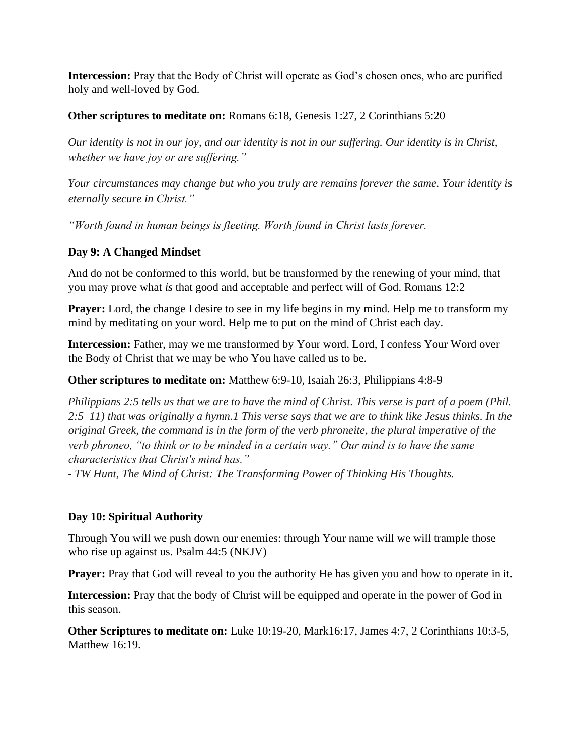**Intercession:** Pray that the Body of Christ will operate as God's chosen ones, who are purified holy and well-loved by God.

**Other scriptures to meditate on:** Romans 6:18, Genesis 1:27, 2 Corinthians 5:20

*Our identity is not in our joy, and our identity is not in our suffering. Our identity is in Christ, whether we have joy or are suffering."*

*Your circumstances may change but who you truly are remains forever the same. Your identity is eternally secure in Christ."*

*"Worth found in human beings is fleeting. Worth found in Christ lasts forever.*

**Day 9: A Changed Mindset**

And do not be conformed to this world, but be transformed by the renewing of your mind, that you may prove what *is* that good and acceptable and perfect will of God. Romans 12:2

**Prayer:** Lord, the change I desire to see in my life begins in my mind. Help me to transform my mind by meditating on your word. Help me to put on the mind of Christ each day.

**Intercession:** Father, may we me transformed by Your word. Lord, I confess Your Word over the Body of Christ that we may be who You have called us to be.

**Other scriptures to meditate on:** Matthew 6:9-10, Isaiah 26:3, Philippians 4:8-9

*Philippians 2:5 tells us that we are to have the mind of Christ. This verse is part of a poem (Phil. 2:5–11) that was originally a hymn.1 This verse says that we are to think like Jesus thinks. In the original Greek, the command is in the form of the verb phroneite, the plural imperative of the verb phroneo, "to think or to be minded in a certain way." Our mind is to have the same characteristics that Christ's mind has."*
*- TW Hunt, The Mind of Christ: The Transforming Power of Thinking His Thoughts.*

**Day 10: Spiritual Authority**

Through You will we push down our enemies: through Your name will we will trample those who rise up against us. Psalm 44:5 (NKJV)

**Prayer:** Pray that God will reveal to you the authority He has given you and how to operate in it.

**Intercession:** Pray that the body of Christ will be equipped and operate in the power of God in this season.

**Other Scriptures to meditate on:** Luke 10:19-20, Mark16:17, James 4:7, 2 Corinthians 10:3-5, Matthew 16:19.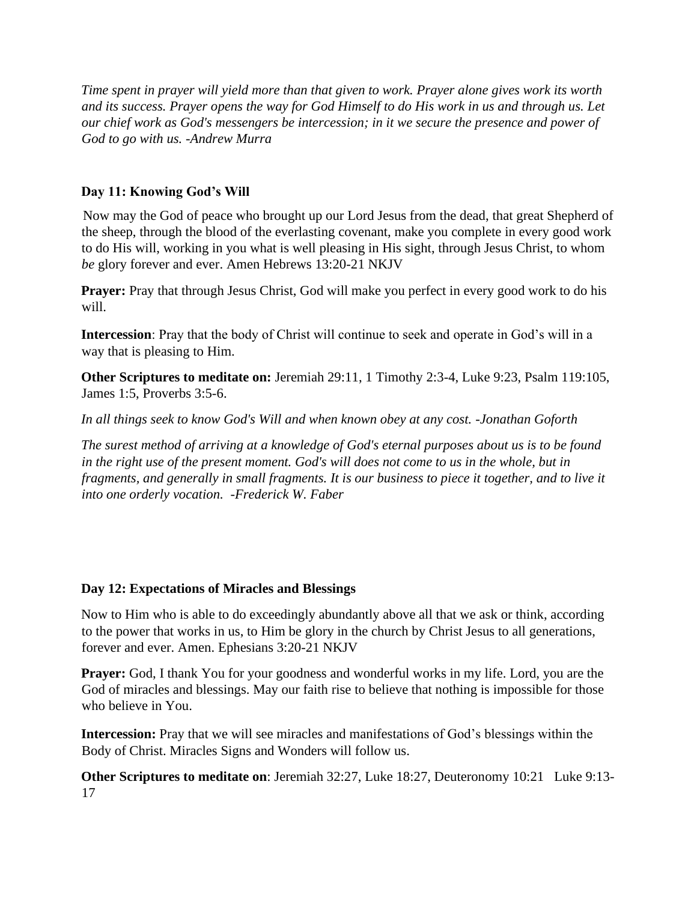*Time spent in prayer will yield more than that given to work. Prayer alone gives work its worth and its success. Prayer opens the way for God Himself to do His work in us and through us. Let our chief work as God's messengers be intercession; in it we secure the presence and power of God to go with us. -Andrew Murra*

### Day 11: Knowing God's Will

Now may the God of peace who brought up our Lord Jesus from the dead, that great Shepherd of the sheep, through the blood of the everlasting covenant, make you complete in every good work to do His will, working in you what is well pleasing in His sight, through Jesus Christ, to whom *be* glory forever and ever. Amen Hebrews 13:20-21 NKJV

**Prayer:** Pray that through Jesus Christ, God will make you perfect in every good work to do his will.

**Intercession**: Pray that the body of Christ will continue to seek and operate in God's will in a way that is pleasing to Him.

**Other Scriptures to meditate on:** Jeremiah 29:11, 1 Timothy 2:3-4, Luke 9:23, Psalm 119:105, James 1:5, Proverbs 3:5-6.

*In all things seek to know God's Will and when known obey at any cost. -Jonathan Goforth*

*The surest method of arriving at a knowledge of God's eternal purposes about us is to be found in the right use of the present moment. God's will does not come to us in the whole, but in fragments, and generally in small fragments. It is our business to piece it together, and to live it into one orderly vocation. -Frederick W. Faber*

### Day 12: Expectations of Miracles and Blessings

Now to Him who is able to do exceedingly abundantly above all that we ask or think, according to the power that works in us, to Him be glory in the church by Christ Jesus to all generations, forever and ever. Amen. Ephesians 3:20-21 NKJV

**Prayer:** God, I thank You for your goodness and wonderful works in my life. Lord, you are the God of miracles and blessings. May our faith rise to believe that nothing is impossible for those who believe in You.

**Intercession:** Pray that we will see miracles and manifestations of God's blessings within the Body of Christ. Miracles Signs and Wonders will follow us.

**Other Scriptures to meditate on**: Jeremiah 32:27, Luke 18:27, Deuteronomy 10:21 Luke 9:13-17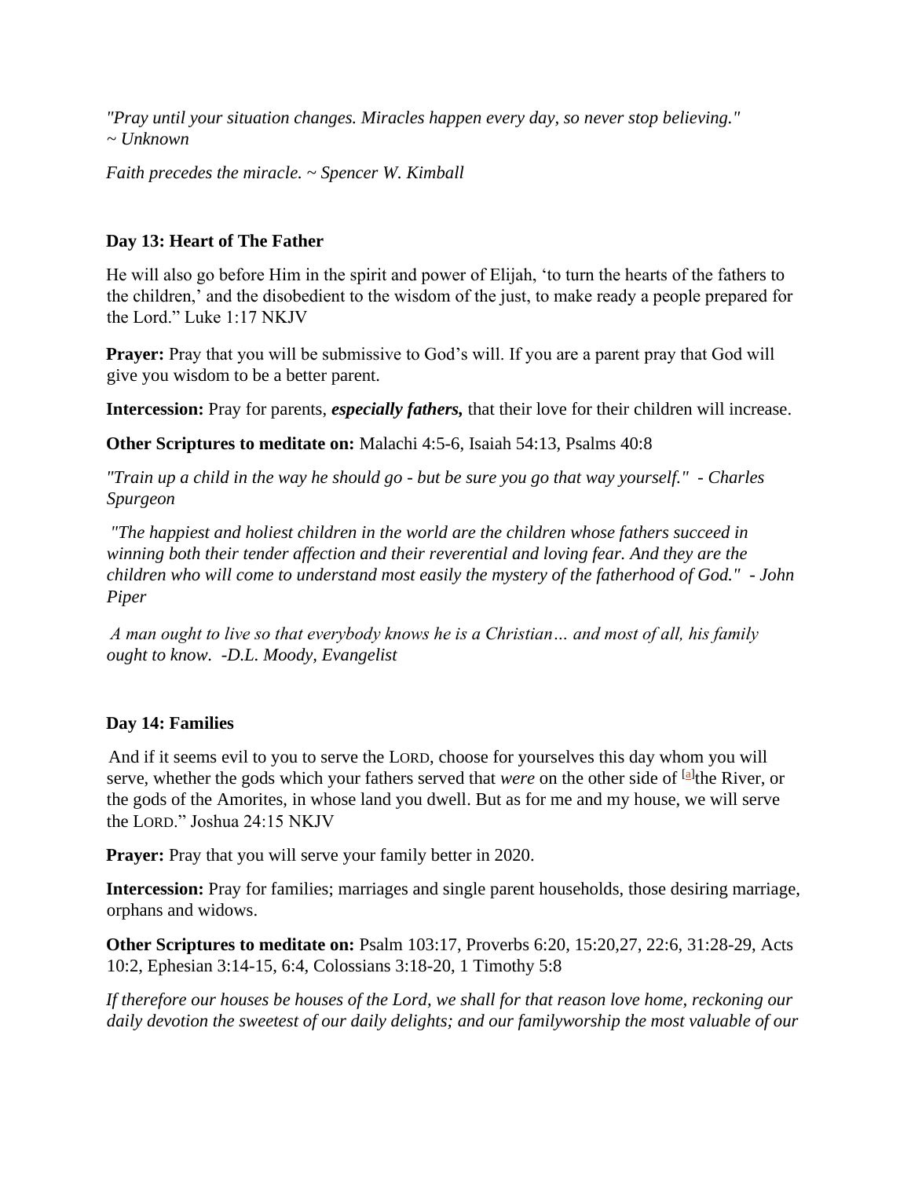*"Pray until your situation changes. Miracles happen every day, so never stop believing." ~ Unknown*

*Faith precedes the miracle. ~ Spencer W. Kimball*

**Day 13: Heart of The Father**

He will also go before Him in the spirit and power of Elijah, 'to turn the hearts of the fathers to the children,' and the disobedient to the wisdom of the just, to make ready a people prepared for the Lord." Luke 1:17 NKJV

**Prayer:** Pray that you will be submissive to God's will. If you are a parent pray that God will give you wisdom to be a better parent.

**Intercession:** Pray for parents, ***especially fathers,*** that their love for their children will increase.

**Other Scriptures to meditate on:** Malachi 4:5-6, Isaiah 54:13, Psalms 40:8

*"Train up a child in the way he should go - but be sure you go that way yourself." - Charles Spurgeon*

*"The happiest and holiest children in the world are the children whose fathers succeed in winning both their tender affection and their reverential and loving fear. And they are the children who will come to understand most easily the mystery of the fatherhood of God." - John Piper*

*A man ought to live so that everybody knows he is a Christian… and most of all, his family ought to know. -D.L. Moody, Evangelist*

**Day 14: Families**

And if it seems evil to you to serve the LORD, choose for yourselves this day whom you will serve, whether the gods which your fathers served that *were* on the other side of [a]the River, or the gods of the Amorites, in whose land you dwell. But as for me and my house, we will serve the LORD." Joshua 24:15 NKJV

**Prayer:** Pray that you will serve your family better in 2020.

**Intercession:** Pray for families; marriages and single parent households, those desiring marriage, orphans and widows.

**Other Scriptures to meditate on:** Psalm 103:17, Proverbs 6:20, 15:20,27, 22:6, 31:28-29, Acts 10:2, Ephesian 3:14-15, 6:4, Colossians 3:18-20, 1 Timothy 5:8

*If therefore our houses be houses of the Lord, we shall for that reason love home, reckoning our daily devotion the sweetest of our daily delights; and our familyworship the most valuable of our*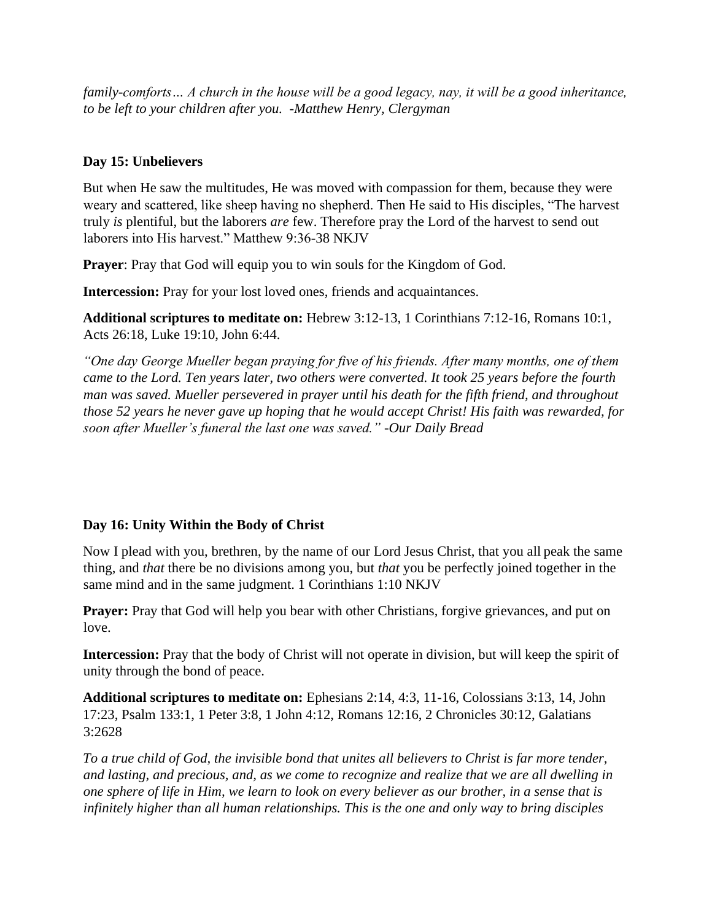*family-comforts… A church in the house will be a good legacy, nay, it will be a good inheritance, to be left to your children after you. -Matthew Henry, Clergyman*

**Day 15: Unbelievers**

But when He saw the multitudes, He was moved with compassion for them, because they were weary and scattered, like sheep having no shepherd. Then He said to His disciples, "The harvest truly *is* plentiful, but the laborers *are* few. Therefore pray the Lord of the harvest to send out laborers into His harvest." Matthew 9:36-38 NKJV

**Prayer**: Pray that God will equip you to win souls for the Kingdom of God.

**Intercession:** Pray for your lost loved ones, friends and acquaintances.

**Additional scriptures to meditate on:** Hebrew 3:12-13, 1 Corinthians 7:12-16, Romans 10:1, Acts 26:18, Luke 19:10, John 6:44.

*"One day George Mueller began praying for five of his friends. After many months, one of them came to the Lord. Ten years later, two others were converted. It took 25 years before the fourth man was saved. Mueller persevered in prayer until his death for the fifth friend, and throughout those 52 years he never gave up hoping that he would accept Christ! His faith was rewarded, for soon after Mueller's funeral the last one was saved." -Our Daily Bread*

**Day 16: Unity Within the Body of Christ**

Now I plead with you, brethren, by the name of our Lord Jesus Christ, that you all peak the same thing, and *that* there be no divisions among you, but *that* you be perfectly joined together in the same mind and in the same judgment. 1 Corinthians 1:10 NKJV

**Prayer:** Pray that God will help you bear with other Christians, forgive grievances, and put on love.

**Intercession:** Pray that the body of Christ will not operate in division, but will keep the spirit of unity through the bond of peace.

**Additional scriptures to meditate on:** Ephesians 2:14, 4:3, 11-16, Colossians 3:13, 14, John 17:23, Psalm 133:1, 1 Peter 3:8, 1 John 4:12, Romans 12:16, 2 Chronicles 30:12, Galatians 3:2628

*To a true child of God, the invisible bond that unites all believers to Christ is far more tender, and lasting, and precious, and, as we come to recognize and realize that we are all dwelling in one sphere of life in Him, we learn to look on every believer as our brother, in a sense that is infinitely higher than all human relationships. This is the one and only way to bring disciples*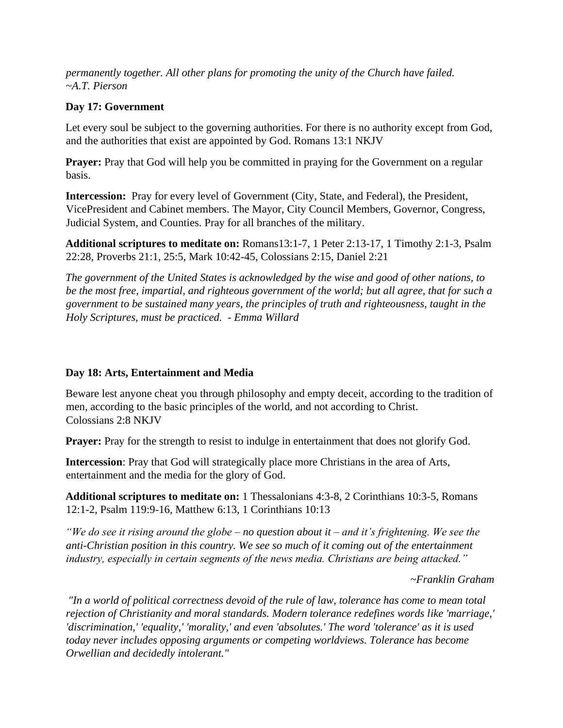*permanently together. All other plans for promoting the unity of the Church have failed. ~A.T. Pierson*

**Day 17: Government**

Let every soul be subject to the governing authorities. For there is no authority except from God, and the authorities that exist are appointed by God. Romans 13:1 NKJV

**Prayer:** Pray that God will help you be committed in praying for the Government on a regular basis.

**Intercession:** Pray for every level of Government (City, State, and Federal), the President, VicePresident and Cabinet members. The Mayor, City Council Members, Governor, Congress, Judicial System, and Counties. Pray for all branches of the military.

**Additional scriptures to meditate on:** Romans13:1-7, 1 Peter 2:13-17, 1 Timothy 2:1-3, Psalm 22:28, Proverbs 21:1, 25:5, Mark 10:42-45, Colossians 2:15, Daniel 2:21

*The government of the United States is acknowledged by the wise and good of other nations, to be the most free, impartial, and righteous government of the world; but all agree, that for such a government to be sustained many years, the principles of truth and righteousness, taught in the Holy Scriptures, must be practiced. - Emma Willard*

**Day 18: Arts, Entertainment and Media**

Beware lest anyone cheat you through philosophy and empty deceit, according to the tradition of men, according to the basic principles of the world, and not according to Christ. Colossians 2:8 NKJV

**Prayer:** Pray for the strength to resist to indulge in entertainment that does not glorify God.

**Intercession**: Pray that God will strategically place more Christians in the area of Arts, entertainment and the media for the glory of God.

**Additional scriptures to meditate on:** 1 Thessalonians 4:3-8, 2 Corinthians 10:3-5, Romans 12:1-2, Psalm 119:9-16, Matthew 6:13, 1 Corinthians 10:13

*"We do see it rising around the globe – no question about it – and it's frightening. We see the anti-Christian position in this country. We see so much of it coming out of the entertainment industry, especially in certain segments of the news media. Christians are being attacked."*

*~Franklin Graham*

*"In a world of political correctness devoid of the rule of law, tolerance has come to mean total rejection of Christianity and moral standards. Modern tolerance redefines words like 'marriage,' 'discrimination,' 'equality,' 'morality,' and even 'absolutes.' The word 'tolerance' as it is used today never includes opposing arguments or competing worldviews. Tolerance has become Orwellian and decidedly intolerant."*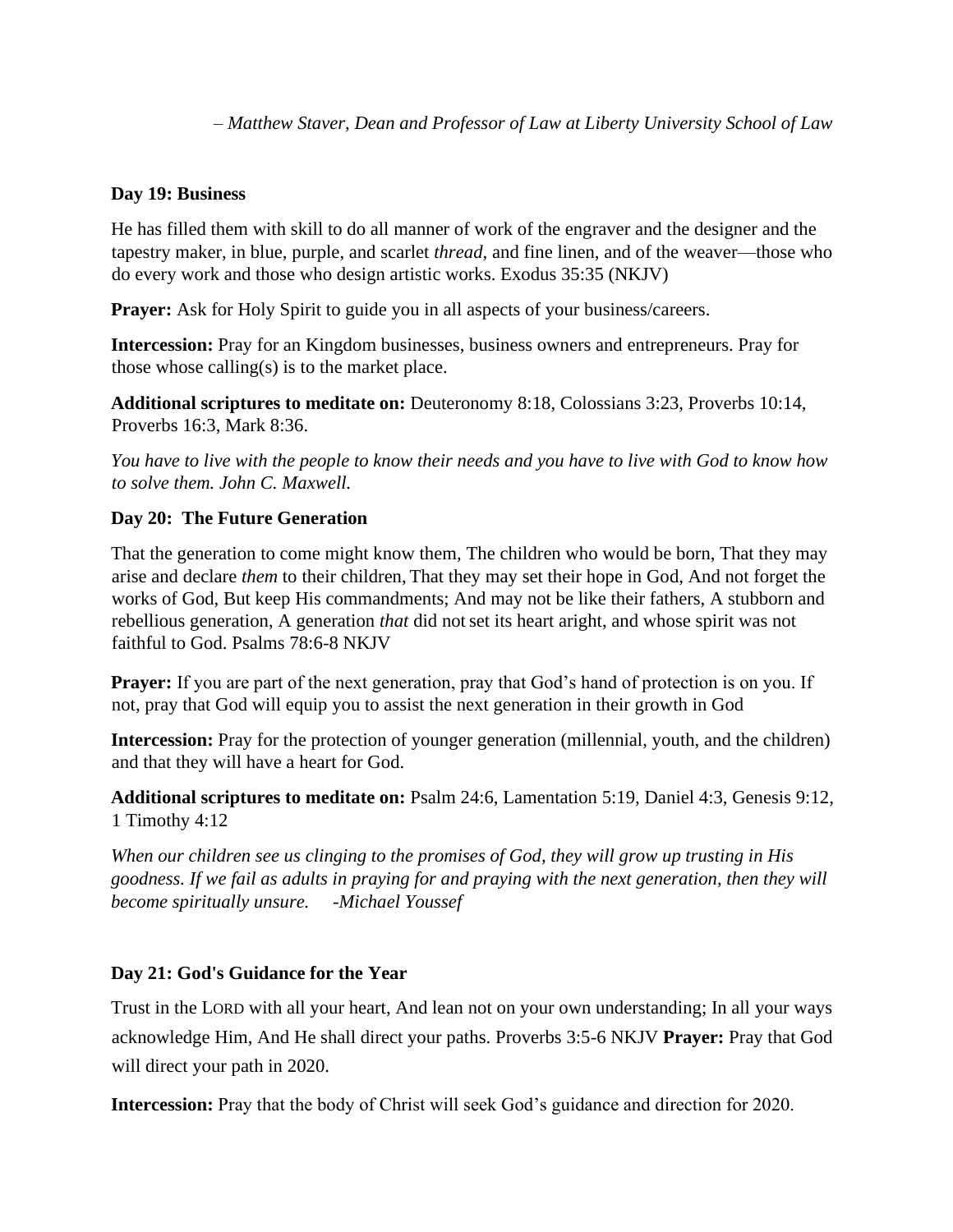*– Matthew Staver, Dean and Professor of Law at Liberty University School of Law*

**Day 19: Business**

He has filled them with skill to do all manner of work of the engraver and the designer and the tapestry maker, in blue, purple, and scarlet *thread,* and fine linen, and of the weaver—those who do every work and those who design artistic works. Exodus 35:35 (NKJV)

**Prayer:** Ask for Holy Spirit to guide you in all aspects of your business/careers.

**Intercession:** Pray for an Kingdom businesses, business owners and entrepreneurs. Pray for those whose calling(s) is to the market place.

**Additional scriptures to meditate on:** Deuteronomy 8:18, Colossians 3:23, Proverbs 10:14, Proverbs 16:3, Mark 8:36.

*You have to live with the people to know their needs and you have to live with God to know how to solve them. John C. Maxwell.*

**Day 20: The Future Generation**

That the generation to come might know them, The children who would be born, That they may arise and declare *them* to their children, That they may set their hope in God, And not forget the works of God, But keep His commandments; And may not be like their fathers, A stubborn and rebellious generation, A generation *that* did not set its heart aright, and whose spirit was not faithful to God. Psalms 78:6-8 NKJV

**Prayer:** If you are part of the next generation, pray that God's hand of protection is on you. If not, pray that God will equip you to assist the next generation in their growth in God

**Intercession:** Pray for the protection of younger generation (millennial, youth, and the children) and that they will have a heart for God.

**Additional scriptures to meditate on:** Psalm 24:6, Lamentation 5:19, Daniel 4:3, Genesis 9:12, 1 Timothy 4:12

*When our children see us clinging to the promises of God, they will grow up trusting in His goodness. If we fail as adults in praying for and praying with the next generation, then they will become spiritually unsure. -Michael Youssef*

**Day 21: God's Guidance for the Year**

Trust in the LORD with all your heart, And lean not on your own understanding; In all your ways acknowledge Him, And He shall direct your paths. Proverbs 3:5-6 NKJV **Prayer:** Pray that God will direct your path in 2020.

**Intercession:** Pray that the body of Christ will seek God's guidance and direction for 2020.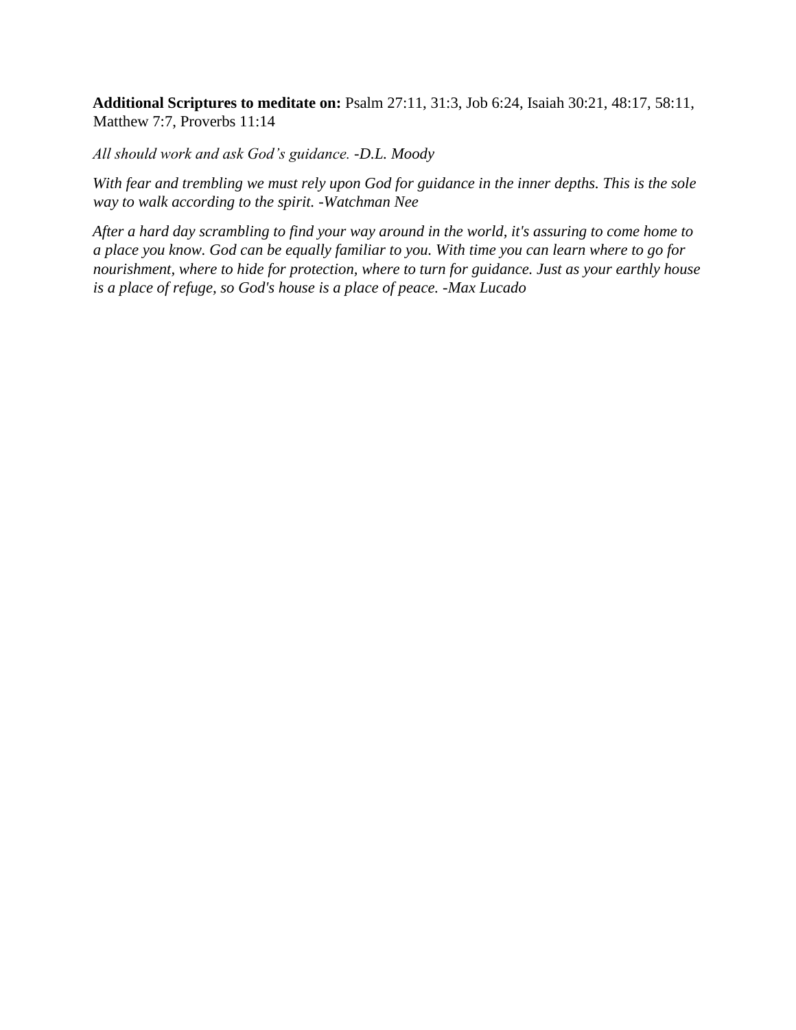**Additional Scriptures to meditate on:** Psalm 27:11, 31:3, Job 6:24, Isaiah 30:21, 48:17, 58:11, Matthew 7:7, Proverbs 11:14

*All should work and ask God's guidance. -D.L. Moody*

*With fear and trembling we must rely upon God for guidance in the inner depths. This is the sole way to walk according to the spirit. -Watchman Nee*

*After a hard day scrambling to find your way around in the world, it's assuring to come home to a place you know. God can be equally familiar to you. With time you can learn where to go for nourishment, where to hide for protection, where to turn for guidance. Just as your earthly house is a place of refuge, so God's house is a place of peace. -Max Lucado*